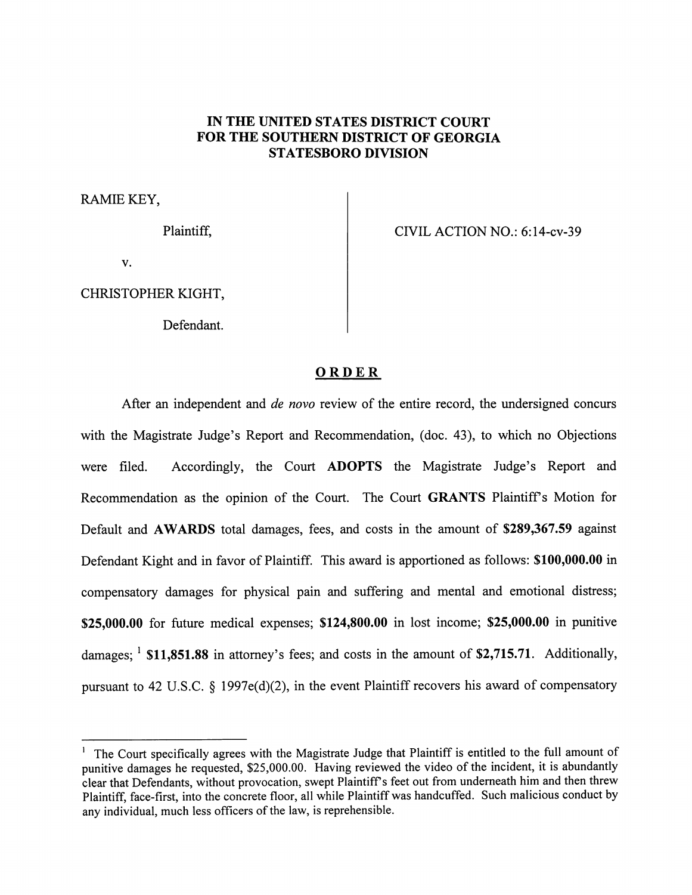**IN THE UNITED STATES DISTRICT COURT**
**FOR THE SOUTHERN DISTRICT OF GEORGIA**
**STATESBORO DIVISION**

RAMIE KEY,

Plaintiff,

v.

CHRISTOPHER KIGHT,

Defendant.

CIVIL ACTION NO.: 6:14-cv-39

**ORDER**

After an independent and *de novo* review of the entire record, the undersigned concurs with the Magistrate Judge's Report and Recommendation, (doc. 43), to which no Objections were filed. Accordingly, the Court **ADOPTS** the Magistrate Judge's Report and Recommendation as the opinion of the Court. The Court **GRANTS** Plaintiff's Motion for Default and **AWARDS** total damages, fees, and costs in the amount of **$289,367.59** against Defendant Kight and in favor of Plaintiff. This award is apportioned as follows: **$100,000.00** in compensatory damages for physical pain and suffering and mental and emotional distress; **$25,000.00** for future medical expenses; **$124,800.00** in lost income; **$25,000.00** in punitive damages; [1] **$11,851.88** in attorney's fees; and costs in the amount of **$2,715.71**. Additionally, pursuant to 42 U.S.C. § 1997e(d)(2), in the event Plaintiff recovers his award of compensatory

---

[1] The Court specifically agrees with the Magistrate Judge that Plaintiff is entitled to the full amount of punitive damages he requested, $25,000.00. Having reviewed the video of the incident, it is abundantly clear that Defendants, without provocation, swept Plaintiff's feet out from underneath him and then threw Plaintiff, face-first, into the concrete floor, all while Plaintiff was handcuffed. Such malicious conduct by any individual, much less officers of the law, is reprehensible.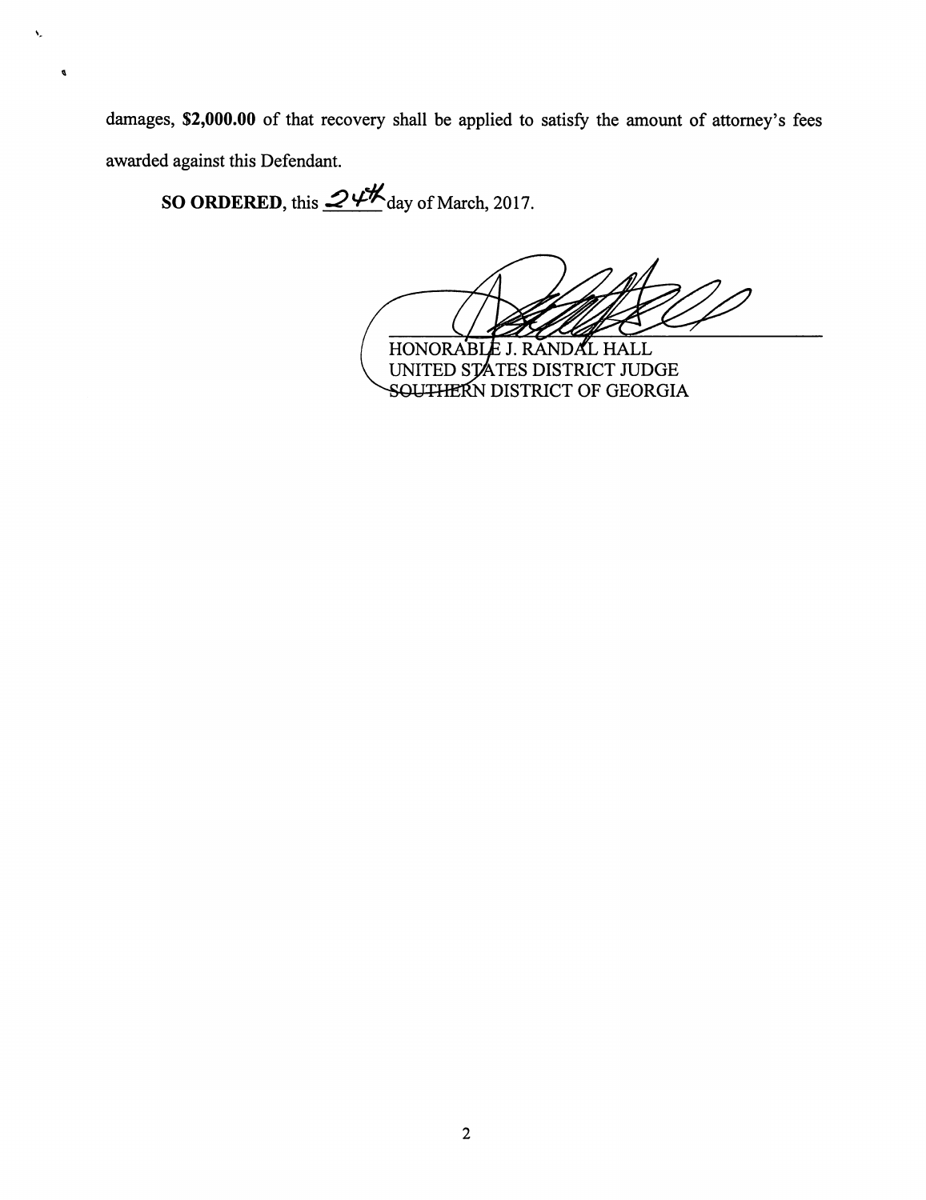damages, **$2,000.00** of that recovery shall be applied to satisfy the amount of attorney's fees awarded against this Defendant.

**SO ORDERED**, this 24th day of March, 2017.

HONORABLE J. RANDAL HALL
UNITED STATES DISTRICT JUDGE
SOUTHERN DISTRICT OF GEORGIA